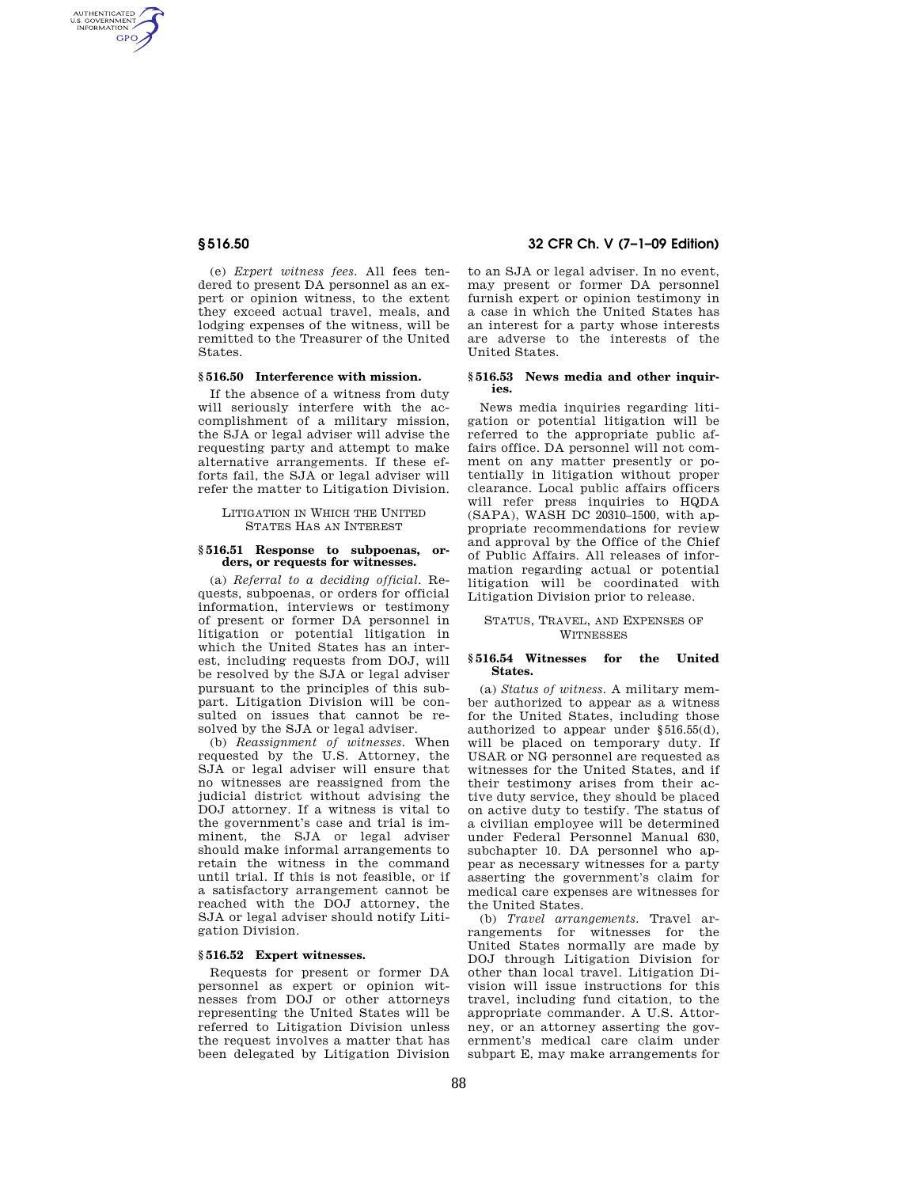(e) *Expert witness fees.* All fees tendered to present DA personnel as an expert or opinion witness, to the extent they exceed actual travel, meals, and lodging expenses of the witness, will be remitted to the Treasurer of the United States.

### § 516.50 Interference with mission.

If the absence of a witness from duty will seriously interfere with the accomplishment of a military mission, the SJA or legal adviser will advise the requesting party and attempt to make alternative arrangements. If these efforts fail, the SJA or legal adviser will refer the matter to Litigation Division.

## LITIGATION IN WHICH THE UNITED STATES HAS AN INTEREST

### § 516.51 Response to subpoenas, orders, or requests for witnesses.

(a) *Referral to a deciding official.* Requests, subpoenas, or orders for official information, interviews or testimony of present or former DA personnel in litigation or potential litigation in which the United States has an interest, including requests from DOJ, will be resolved by the SJA or legal adviser pursuant to the principles of this subpart. Litigation Division will be consulted on issues that cannot be resolved by the SJA or legal adviser.

(b) *Reassignment of witnesses.* When requested by the U.S. Attorney, the SJA or legal adviser will ensure that no witnesses are reassigned from the judicial district without advising the DOJ attorney. If a witness is vital to the government's case and trial is imminent, the SJA or legal adviser should make informal arrangements to retain the witness in the command until trial. If this is not feasible, or if a satisfactory arrangement cannot be reached with the DOJ attorney, the SJA or legal adviser should notify Litigation Division.

### § 516.52 Expert witnesses.

Requests for present or former DA personnel as expert or opinion witnesses from DOJ or other attorneys representing the United States will be referred to Litigation Division unless the request involves a matter that has been delegated by Litigation Division to an SJA or legal adviser. In no event, may present or former DA personnel furnish expert or opinion testimony in a case in which the United States has an interest for a party whose interests are adverse to the interests of the United States.

### § 516.53 News media and other inquiries.

News media inquiries regarding litigation or potential litigation will be referred to the appropriate public affairs office. DA personnel will not comment on any matter presently or potentially in litigation without proper clearance. Local public affairs officers will refer press inquiries to HQDA (SAPA), WASH DC 20310–1500, with appropriate recommendations for review and approval by the Office of the Chief of Public Affairs. All releases of information regarding actual or potential litigation will be coordinated with Litigation Division prior to release.

## STATUS, TRAVEL, AND EXPENSES OF WITNESSES

### § 516.54 Witnesses for the United States.

(a) *Status of witness.* A military member authorized to appear as a witness for the United States, including those authorized to appear under § 516.55(d), will be placed on temporary duty. If USAR or NG personnel are requested as witnesses for the United States, and if their testimony arises from their active duty service, they should be placed on active duty to testify. The status of a civilian employee will be determined under Federal Personnel Manual 630, subchapter 10. DA personnel who appear as necessary witnesses for a party asserting the government's claim for medical care expenses are witnesses for the United States.

(b) *Travel arrangements.* Travel arrangements for witnesses for the United States normally are made by DOJ through Litigation Division for other than local travel. Litigation Division will issue instructions for this travel, including fund citation, to the appropriate commander. A U.S. Attorney, or an attorney asserting the government's medical care claim under subpart E, may make arrangements for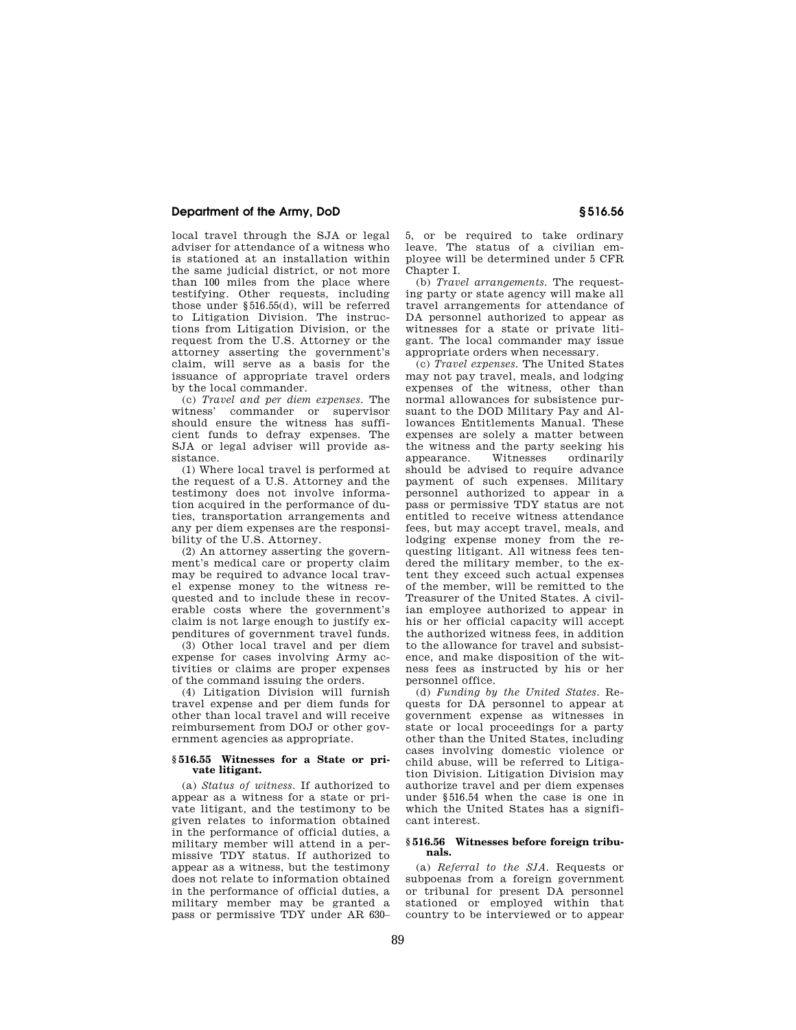local travel through the SJA or legal adviser for attendance of a witness who is stationed at an installation within the same judicial district, or not more than 100 miles from the place where testifying. Other requests, including those under §516.55(d), will be referred to Litigation Division. The instructions from Litigation Division, or the request from the U.S. Attorney or the attorney asserting the government's claim, will serve as a basis for the issuance of appropriate travel orders by the local commander.

(c) *Travel and per diem expenses.* The witness' commander or supervisor should ensure the witness has sufficient funds to defray expenses. The SJA or legal adviser will provide assistance.

(1) Where local travel is performed at the request of a U.S. Attorney and the testimony does not involve information acquired in the performance of duties, transportation arrangements and any per diem expenses are the responsibility of the U.S. Attorney.

(2) An attorney asserting the government's medical care or property claim may be required to advance local travel expense money to the witness requested and to include these in recoverable costs where the government's claim is not large enough to justify expenditures of government travel funds.

(3) Other local travel and per diem expense for cases involving Army activities or claims are proper expenses of the command issuing the orders.

(4) Litigation Division will furnish travel expense and per diem funds for other than local travel and will receive reimbursement from DOJ or other government agencies as appropriate.

#### §516.55 Witnesses for a State or private litigant.

(a) *Status of witness.* If authorized to appear as a witness for a state or private litigant, and the testimony to be given relates to information obtained in the performance of official duties, a military member will attend in a permissive TDY status. If authorized to appear as a witness, but the testimony does not relate to information obtained in the performance of official duties, a military member may be granted a pass or permissive TDY under AR 630–5, or be required to take ordinary leave. The status of a civilian employee will be determined under 5 CFR Chapter I.

(b) *Travel arrangements.* The requesting party or state agency will make all travel arrangements for attendance of DA personnel authorized to appear as witnesses for a state or private litigant. The local commander may issue appropriate orders when necessary.

(c) *Travel expenses.* The United States may not pay travel, meals, and lodging expenses of the witness, other than normal allowances for subsistence pursuant to the DOD Military Pay and Allowances Entitlements Manual. These expenses are solely a matter between the witness and the party seeking his appearance. Witnesses ordinarily should be advised to require advance payment of such expenses. Military personnel authorized to appear in a pass or permissive TDY status are not entitled to receive witness attendance fees, but may accept travel, meals, and lodging expense money from the requesting litigant. All witness fees tendered the military member, to the extent they exceed such actual expenses of the member, will be remitted to the Treasurer of the United States. A civilian employee authorized to appear in his or her official capacity will accept the authorized witness fees, in addition to the allowance for travel and subsistence, and make disposition of the witness fees as instructed by his or her personnel office.

(d) *Funding by the United States.* Requests for DA personnel to appear at government expense as witnesses in state or local proceedings for a party other than the United States, including cases involving domestic violence or child abuse, will be referred to Litigation Division. Litigation Division may authorize travel and per diem expenses under §516.54 when the case is one in which the United States has a significant interest.

#### §516.56 Witnesses before foreign tribunals.

(a) *Referral to the SJA.* Requests or subpoenas from a foreign government or tribunal for present DA personnel stationed or employed within that country to be interviewed or to appear